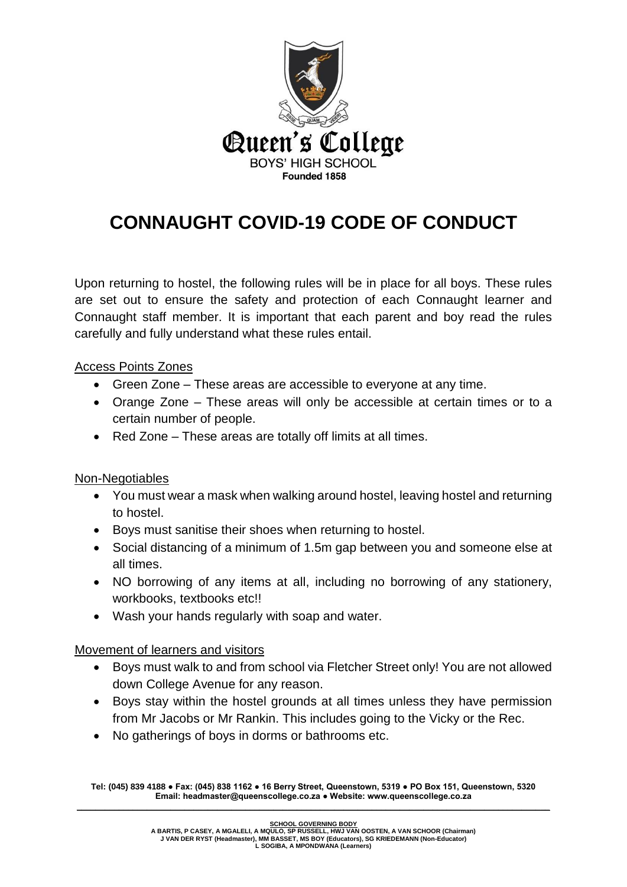Queen's College

BOYS' HIGH SCHOOL

Founded 1858

# CONNAUGHT COVID-19 CODE OF CONDUCT

Upon returning to hostel, the following rules will be in place for all boys. These rules are set out to ensure the safety and protection of each Connaught learner and Connaught staff member. It is important that each parent and boy read the rules carefully and fully understand what these rules entail.

## Access Points Zones

- Green Zone – These areas are accessible to everyone at any time.
- Orange Zone – These areas will only be accessible at certain times or to a certain number of people.
- Red Zone – These areas are totally off limits at all times.

## Non-Negotiables

- You must wear a mask when walking around hostel, leaving hostel and returning to hostel.
- Boys must sanitise their shoes when returning to hostel.
- Social distancing of a minimum of 1.5m gap between you and someone else at all times.
- NO borrowing of any items at all, including no borrowing of any stationery, workbooks, textbooks etc!!
- Wash your hands regularly with soap and water.

## Movement of learners and visitors

- Boys must walk to and from school via Fletcher Street only! You are not allowed down College Avenue for any reason.
- Boys stay within the hostel grounds at all times unless they have permission from Mr Jacobs or Mr Rankin. This includes going to the Vicky or the Rec.
- No gatherings of boys in dorms or bathrooms etc.

**Tel: (045) 839 4188 ● Fax: (045) 838 1162 ● 16 Berry Street, Queenstown, 5319 ● PO Box 151, Queenstown, 5320**
**Email: headmaster@queenscollege.co.za ● Website: www.queenscollege.co.za**

**SCHOOL GOVERNING BODY**
**A BARTIS, P CASEY, A MGALELI, A MQULO, SP RUSSELL, HWJ VAN OOSTEN, A VAN SCHOOR (Chairman)**
**J VAN DER RYST (Headmaster), MM BASSET, MS BOY (Educators), SG KRIEDEMANN (Non-Educator)**
**L SOGIBA, A MPONDWANA (Learners)**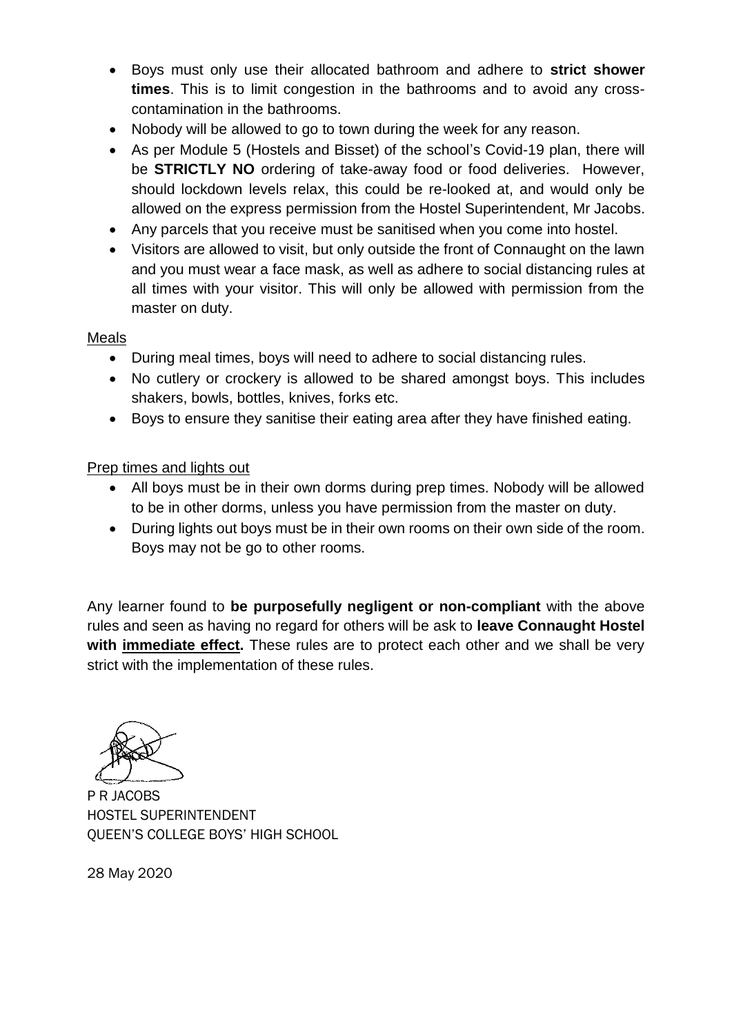- Boys must only use their allocated bathroom and adhere to **strict shower times**. This is to limit congestion in the bathrooms and to avoid any cross-contamination in the bathrooms.
- Nobody will be allowed to go to town during the week for any reason.
- As per Module 5 (Hostels and Bisset) of the school's Covid-19 plan, there will be **STRICTLY NO** ordering of take-away food or food deliveries. However, should lockdown levels relax, this could be re-looked at, and would only be allowed on the express permission from the Hostel Superintendent, Mr Jacobs.
- Any parcels that you receive must be sanitised when you come into hostel.
- Visitors are allowed to visit, but only outside the front of Connaught on the lawn and you must wear a face mask, as well as adhere to social distancing rules at all times with your visitor. This will only be allowed with permission from the master on duty.

<u>Meals</u>

- During meal times, boys will need to adhere to social distancing rules.
- No cutlery or crockery is allowed to be shared amongst boys. This includes shakers, bowls, bottles, knives, forks etc.
- Boys to ensure they sanitise their eating area after they have finished eating.

<u>Prep times and lights out</u>

- All boys must be in their own dorms during prep times. Nobody will be allowed to be in other dorms, unless you have permission from the master on duty.
- During lights out boys must be in their own rooms on their own side of the room. Boys may not be go to other rooms.

Any learner found to **be purposefully negligent or non-compliant** with the above rules and seen as having no regard for others will be ask to **leave Connaught Hostel with <u>immediate effect</u>.** These rules are to protect each other and we shall be very strict with the implementation of these rules.

P R JACOBS
HOSTEL SUPERINTENDENT
QUEEN'S COLLEGE BOYS' HIGH SCHOOL

28 May 2020